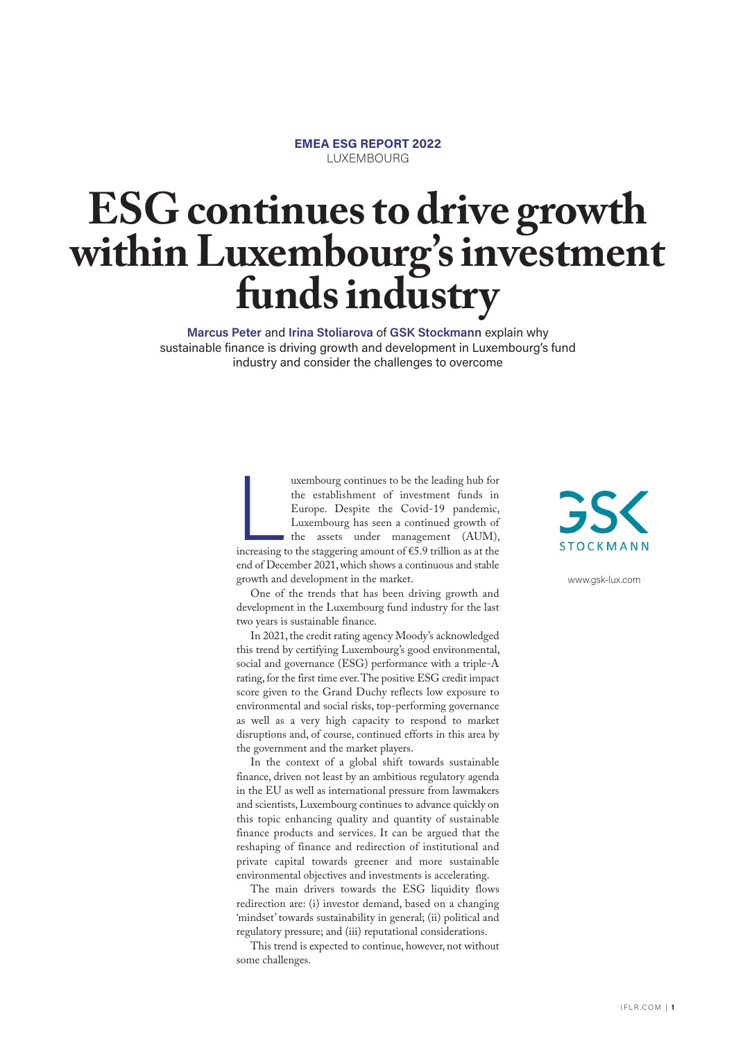**EMEA ESG REPORT 2022**
LUXEMBOURG

# ESG continues to drive growth within Luxembourg's investment funds industry

**Marcus Peter** and **Irina Stoliarova** of **GSK Stockmann** explain why sustainable finance is driving growth and development in Luxembourg's fund industry and consider the challenges to overcome

www.gsk-lux.com

Luxembourg continues to be the leading hub for the establishment of investment funds in Europe. Despite the Covid-19 pandemic, Luxembourg has seen a continued growth of the assets under management (AUM), increasing to the staggering amount of €5.9 trillion as at the end of December 2021, which shows a continuous and stable growth and development in the market.

One of the trends that has been driving growth and development in the Luxembourg fund industry for the last two years is sustainable finance.

In 2021, the credit rating agency Moody's acknowledged this trend by certifying Luxembourg's good environmental, social and governance (ESG) performance with a triple-A rating, for the first time ever. The positive ESG credit impact score given to the Grand Duchy reflects low exposure to environmental and social risks, top-performing governance as well as a very high capacity to respond to market disruptions and, of course, continued efforts in this area by the government and the market players.

In the context of a global shift towards sustainable finance, driven not least by an ambitious regulatory agenda in the EU as well as international pressure from lawmakers and scientists, Luxembourg continues to advance quickly on this topic enhancing quality and quantity of sustainable finance products and services. It can be argued that the reshaping of finance and redirection of institutional and private capital towards greener and more sustainable environmental objectives and investments is accelerating.

The main drivers towards the ESG liquidity flows redirection are: (i) investor demand, based on a changing 'mindset' towards sustainability in general; (ii) political and regulatory pressure; and (iii) reputational considerations.

This trend is expected to continue, however, not without some challenges.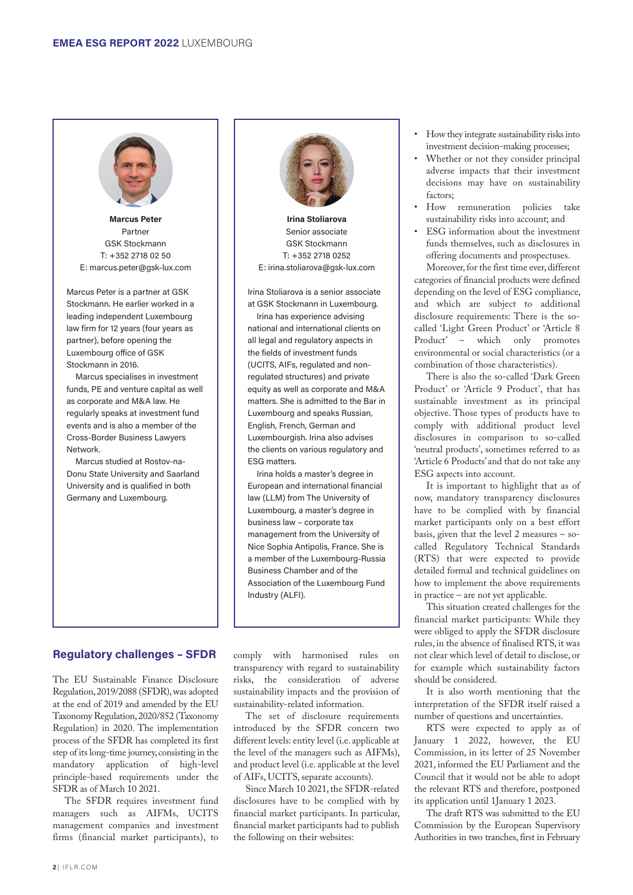**Marcus Peter**
Partner
GSK Stockmann
T: +352 2718 02 50
E: marcus.peter@gsk-lux.com

Marcus Peter is a partner at GSK Stockmann. He earlier worked in a leading independent Luxembourg law firm for 12 years (four years as partner), before opening the Luxembourg office of GSK Stockmann in 2016.

Marcus specialises in investment funds, PE and venture capital as well as corporate and M&A law. He regularly speaks at investment fund events and is also a member of the Cross-Border Business Lawyers Network.

Marcus studied at Rostov-na-Donu State University and Saarland University and is qualified in both Germany and Luxembourg.

**Irina Stoliarova**
Senior associate
GSK Stockmann
T: +352 2718 0252
E: irina.stoliarova@gsk-lux.com

Irina Stoliarova is a senior associate at GSK Stockmann in Luxembourg.

Irina has experience advising national and international clients on all legal and regulatory aspects in the fields of investment funds (UCITS, AIFs, regulated and non-regulated structures) and private equity as well as corporate and M&A matters. She is admitted to the Bar in Luxembourg and speaks Russian, English, French, German and Luxembourgish. Irina also advises the clients on various regulatory and ESG matters.

Irina holds a master's degree in European and international financial law (LLM) from The University of Luxembourg, a master's degree in business law – corporate tax management from the University of Nice Sophia Antipolis, France. She is a member of the Luxembourg-Russia Business Chamber and of the Association of the Luxembourg Fund Industry (ALFI).

## Regulatory challenges – SFDR

The EU Sustainable Finance Disclosure Regulation, 2019/2088 (SFDR), was adopted at the end of 2019 and amended by the EU Taxonomy Regulation, 2020/852 (Taxonomy Regulation) in 2020. The implementation process of the SFDR has completed its first step of its long-time journey, consisting in the mandatory application of high-level principle-based requirements under the SFDR as of March 10 2021.

The SFDR requires investment fund managers such as AIFMs, UCITS management companies and investment firms (financial market participants), to comply with harmonised rules on transparency with regard to sustainability risks, the consideration of adverse sustainability impacts and the provision of sustainability-related information.

The set of disclosure requirements introduced by the SFDR concern two different levels: entity level (i.e. applicable at the level of the managers such as AIFMs), and product level (i.e. applicable at the level of AIFs, UCITS, separate accounts).

Since March 10 2021, the SFDR-related disclosures have to be complied with by financial market participants. In particular, financial market participants had to publish the following on their websites:

- How they integrate sustainability risks into investment decision-making processes;
- Whether or not they consider principal adverse impacts that their investment decisions may have on sustainability factors;
- How remuneration policies take sustainability risks into account; and
- ESG information about the investment funds themselves, such as disclosures in offering documents and prospectuses.

Moreover, for the first time ever, different categories of financial products were defined depending on the level of ESG compliance, and which are subject to additional disclosure requirements: There is the so-called 'Light Green Product' or 'Article 8 Product' – which only promotes environmental or social characteristics (or a combination of those characteristics).

There is also the so-called 'Dark Green Product' or 'Article 9 Product', that has sustainable investment as its principal objective. Those types of products have to comply with additional product level disclosures in comparison to so-called 'neutral products', sometimes referred to as 'Article 6 Products' and that do not take any ESG aspects into account.

It is important to highlight that as of now, mandatory transparency disclosures have to be complied with by financial market participants only on a best effort basis, given that the level 2 measures – so-called Regulatory Technical Standards (RTS) that were expected to provide detailed formal and technical guidelines on how to implement the above requirements in practice – are not yet applicable.

This situation created challenges for the financial market participants: While they were obliged to apply the SFDR disclosure rules, in the absence of finalised RTS, it was not clear which level of detail to disclose, or for example which sustainability factors should be considered.

It is also worth mentioning that the interpretation of the SFDR itself raised a number of questions and uncertainties.

RTS were expected to apply as of January 1 2022, however, the EU Commission, in its letter of 25 November 2021, informed the EU Parliament and the Council that it would not be able to adopt the relevant RTS and therefore, postponed its application until 1January 1 2023.

The draft RTS was submitted to the EU Commission by the European Supervisory Authorities in two tranches, first in February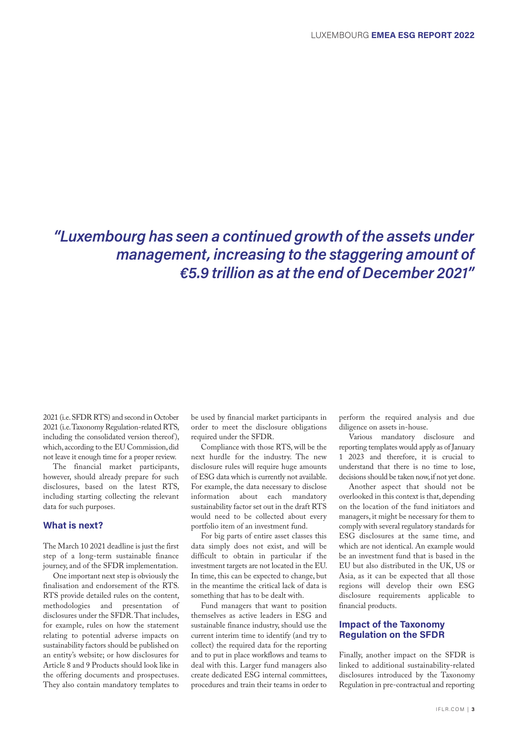*"Luxembourg has seen a continued growth of the assets under management, increasing to the staggering amount of €5.9 trillion as at the end of December 2021"*

2021 (i.e. SFDR RTS) and second in October 2021 (i.e. Taxonomy Regulation-related RTS, including the consolidated version thereof), which, according to the EU Commission, did not leave it enough time for a proper review.

The financial market participants, however, should already prepare for such disclosures, based on the latest RTS, including starting collecting the relevant data for such purposes.

### What is next?

The March 10 2021 deadline is just the first step of a long-term sustainable finance journey, and of the SFDR implementation.

One important next step is obviously the finalisation and endorsement of the RTS. RTS provide detailed rules on the content, methodologies and presentation of disclosures under the SFDR. That includes, for example, rules on how the statement relating to potential adverse impacts on sustainability factors should be published on an entity's website; or how disclosures for Article 8 and 9 Products should look like in the offering documents and prospectuses. They also contain mandatory templates to be used by financial market participants in order to meet the disclosure obligations required under the SFDR.

Compliance with those RTS, will be the next hurdle for the industry. The new disclosure rules will require huge amounts of ESG data which is currently not available. For example, the data necessary to disclose information about each mandatory sustainability factor set out in the draft RTS would need to be collected about every portfolio item of an investment fund.

For big parts of entire asset classes this data simply does not exist, and will be difficult to obtain in particular if the investment targets are not located in the EU. In time, this can be expected to change, but in the meantime the critical lack of data is something that has to be dealt with.

Fund managers that want to position themselves as active leaders in ESG and sustainable finance industry, should use the current interim time to identify (and try to collect) the required data for the reporting and to put in place workflows and teams to deal with this. Larger fund managers also create dedicated ESG internal committees, procedures and train their teams in order to perform the required analysis and due diligence on assets in-house.

Various mandatory disclosure and reporting templates would apply as of January 1 2023 and therefore, it is crucial to understand that there is no time to lose, decisions should be taken now, if not yet done.

Another aspect that should not be overlooked in this context is that, depending on the location of the fund initiators and managers, it might be necessary for them to comply with several regulatory standards for ESG disclosures at the same time, and which are not identical. An example would be an investment fund that is based in the EU but also distributed in the UK, US or Asia, as it can be expected that all those regions will develop their own ESG disclosure requirements applicable to financial products.

### Impact of the Taxonomy Regulation on the SFDR

Finally, another impact on the SFDR is linked to additional sustainability-related disclosures introduced by the Taxonomy Regulation in pre-contractual and reporting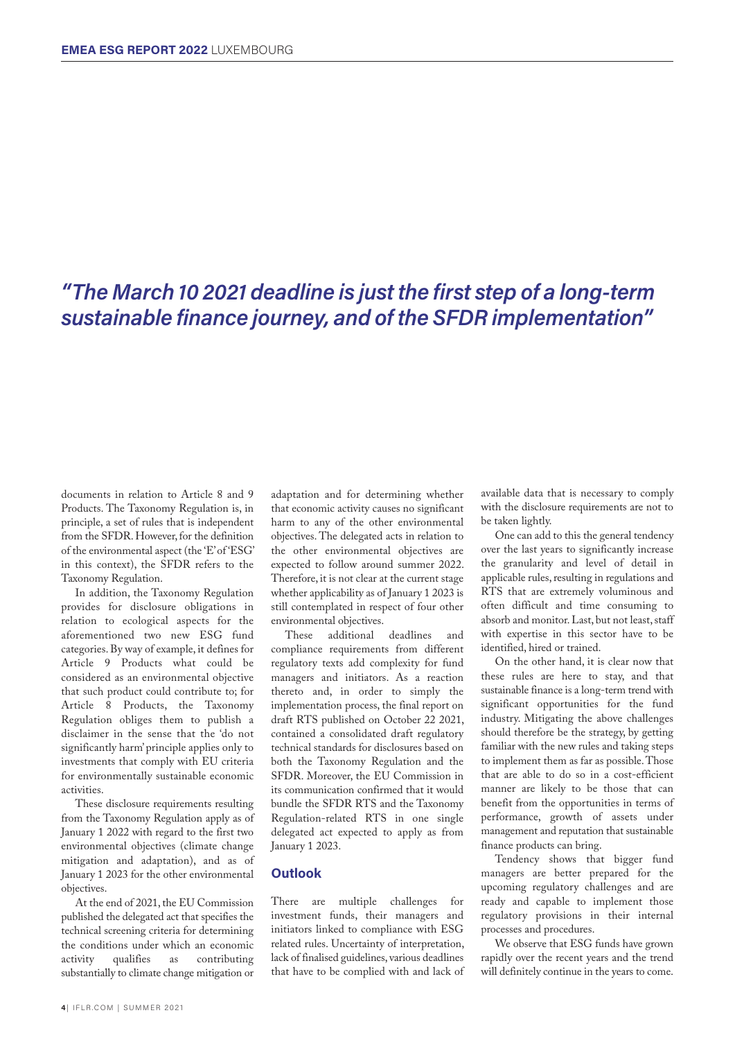*"The March 10 2021 deadline is just the first step of a long-term sustainable finance journey, and of the SFDR implementation"*

documents in relation to Article 8 and 9 Products. The Taxonomy Regulation is, in principle, a set of rules that is independent from the SFDR. However, for the definition of the environmental aspect (the 'E' of 'ESG' in this context), the SFDR refers to the Taxonomy Regulation.

In addition, the Taxonomy Regulation provides for disclosure obligations in relation to ecological aspects for the aforementioned two new ESG fund categories. By way of example, it defines for Article 9 Products what could be considered as an environmental objective that such product could contribute to; for Article 8 Products, the Taxonomy Regulation obliges them to publish a disclaimer in the sense that the 'do not significantly harm' principle applies only to investments that comply with EU criteria for environmentally sustainable economic activities.

These disclosure requirements resulting from the Taxonomy Regulation apply as of January 1 2022 with regard to the first two environmental objectives (climate change mitigation and adaptation), and as of January 1 2023 for the other environmental objectives.

At the end of 2021, the EU Commission published the delegated act that specifies the technical screening criteria for determining the conditions under which an economic activity qualifies as contributing substantially to climate change mitigation or adaptation and for determining whether that economic activity causes no significant harm to any of the other environmental objectives. The delegated acts in relation to the other environmental objectives are expected to follow around summer 2022. Therefore, it is not clear at the current stage whether applicability as of January 1 2023 is still contemplated in respect of four other environmental objectives.

These additional deadlines and compliance requirements from different regulatory texts add complexity for fund managers and initiators. As a reaction thereto and, in order to simply the implementation process, the final report on draft RTS published on October 22 2021, contained a consolidated draft regulatory technical standards for disclosures based on both the Taxonomy Regulation and the SFDR. Moreover, the EU Commission in its communication confirmed that it would bundle the SFDR RTS and the Taxonomy Regulation-related RTS in one single delegated act expected to apply as from January 1 2023.

## Outlook

There are multiple challenges for investment funds, their managers and initiators linked to compliance with ESG related rules. Uncertainty of interpretation, lack of finalised guidelines, various deadlines that have to be complied with and lack of available data that is necessary to comply with the disclosure requirements are not to be taken lightly.

One can add to this the general tendency over the last years to significantly increase the granularity and level of detail in applicable rules, resulting in regulations and RTS that are extremely voluminous and often difficult and time consuming to absorb and monitor. Last, but not least, staff with expertise in this sector have to be identified, hired or trained.

On the other hand, it is clear now that these rules are here to stay, and that sustainable finance is a long-term trend with significant opportunities for the fund industry. Mitigating the above challenges should therefore be the strategy, by getting familiar with the new rules and taking steps to implement them as far as possible. Those that are able to do so in a cost-efficient manner are likely to be those that can benefit from the opportunities in terms of performance, growth of assets under management and reputation that sustainable finance products can bring.

Tendency shows that bigger fund managers are better prepared for the upcoming regulatory challenges and are ready and capable to implement those regulatory provisions in their internal processes and procedures.

We observe that ESG funds have grown rapidly over the recent years and the trend will definitely continue in the years to come.